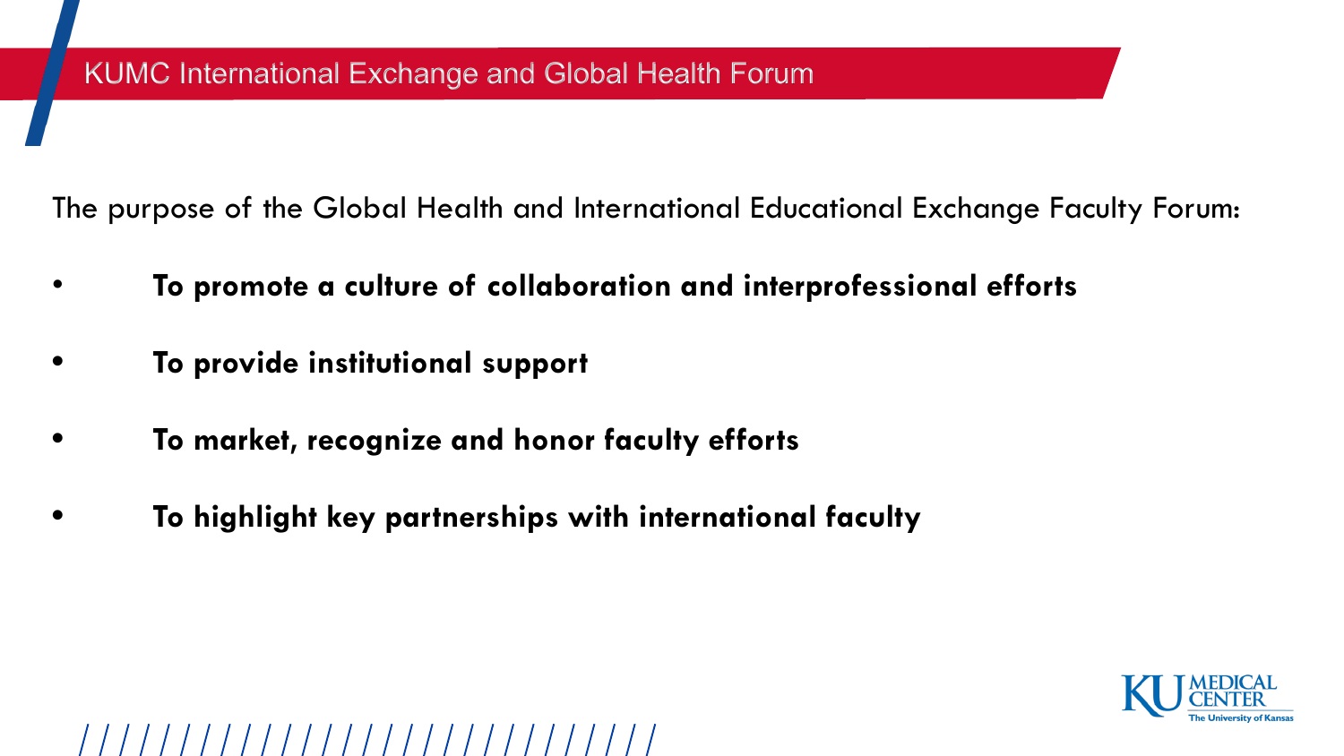# KUMC International Exchange and Global Health Forum

The purpose of the Global Health and International Educational Exchange Faculty Forum:

- **To promote a culture of collaboration and interprofessional efforts**
- **To provide institutional support**
- **To market, recognize and honor faculty efforts**
- **To highlight key partnerships with international faculty**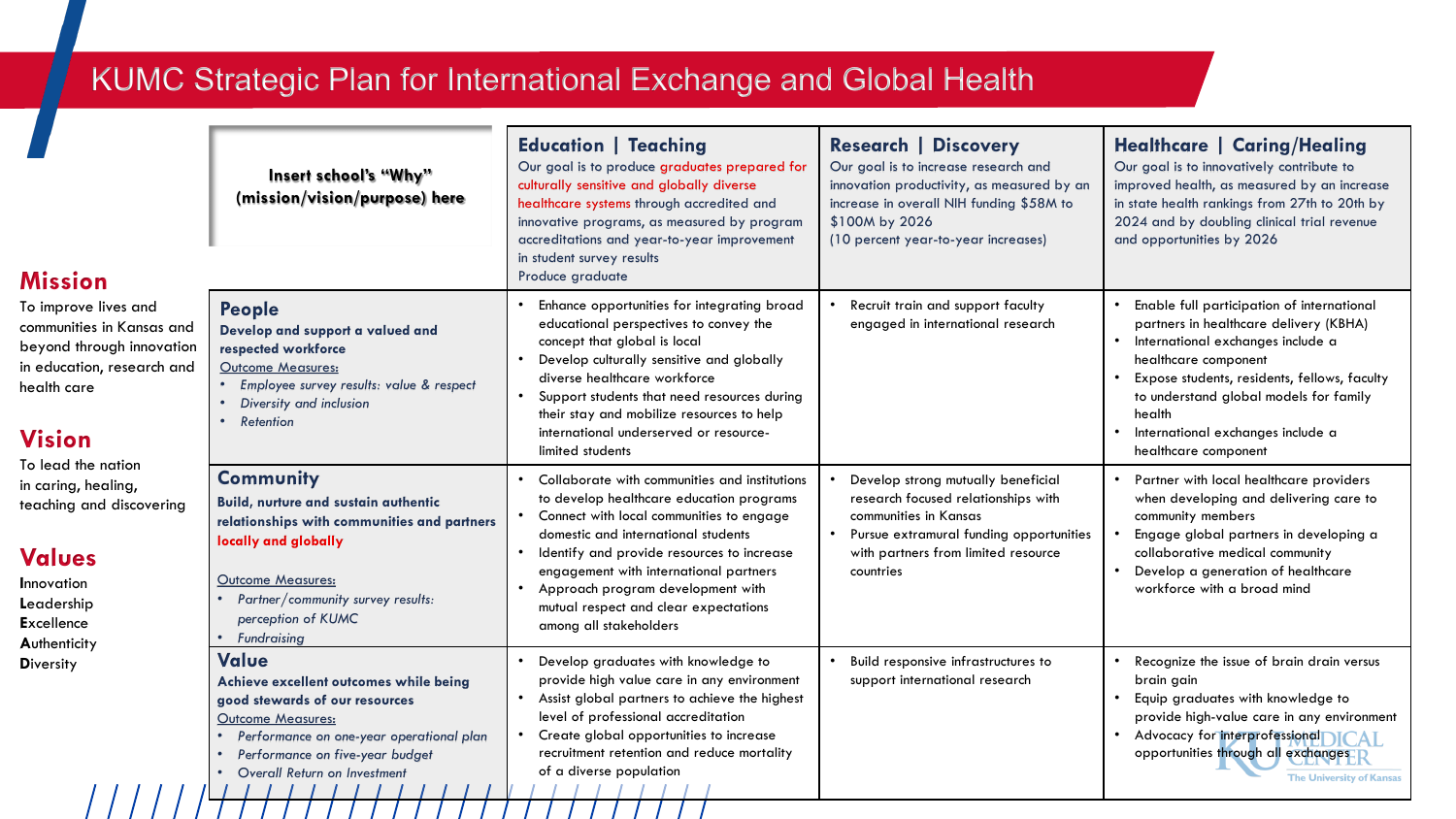# KUMC Strategic Plan for International Exchange and Global Health

## Mission
To improve lives and communities in Kansas and beyond through innovation in education, research and health care

## Vision
To lead the nation in caring, healing, teaching and discovering

## Values
**I**nnovation
**L**eadership
**E**xcellence
**A**uthenticity
**D**iversity

| **Insert school's "Why" (mission/vision/purpose) here** | **Education \| Teaching**<br>Our goal is to produce graduates prepared for culturally sensitive and globally diverse healthcare systems through accredited and innovative programs, as measured by program accreditations and year-to-year improvement in student survey results<br>Produce graduate | **Research \| Discovery**<br>Our goal is to increase research and innovation productivity, as measured by an increase in overall NIH funding $58M to $100M by 2026<br>(10 percent year-to-year increases) | **Healthcare \| Caring/Healing**<br>Our goal is to innovatively contribute to improved health, as measured by an increase in state health rankings from 27th to 20th by 2024 and by doubling clinical trial revenue and opportunities by 2026 |
|---|---|---|---|
| **People**<br>**Develop and support a valued and respected workforce**<br>Outcome Measures:<br>• *Employee survey results: value & respect*<br>• *Diversity and inclusion*<br>• *Retention* | • Enhance opportunities for integrating broad educational perspectives to convey the concept that global is local<br>• Develop culturally sensitive and globally diverse healthcare workforce<br>• Support students that need resources during their stay and mobilize resources to help international underserved or resource-limited students | • Recruit train and support faculty engaged in international research | • Enable full participation of international partners in healthcare delivery (KBHA)<br>• International exchanges include a healthcare component<br>• Expose students, residents, fellows, faculty to understand global models for family health<br>• International exchanges include a healthcare component |
| **Community**<br>**Build, nurture and sustain authentic relationships with communities and partners locally and globally**<br>Outcome Measures:<br>• *Partner/community survey results: perception of KUMC*<br>• *Fundraising* | • Collaborate with communities and institutions to develop healthcare education programs<br>• Connect with local communities to engage domestic and international students<br>• Identify and provide resources to increase engagement with international partners<br>• Approach program development with mutual respect and clear expectations among all stakeholders | • Develop strong mutually beneficial research focused relationships with communities in Kansas<br>• Pursue extramural funding opportunities with partners from limited resource countries | • Partner with local healthcare providers when developing and delivering care to community members<br>• Engage global partners in developing a collaborative medical community<br>• Develop a generation of healthcare workforce with a broad mind |
| **Value**<br>**Achieve excellent outcomes while being good stewards of our resources**<br>Outcome Measures:<br>• *Performance on one-year operational plan*<br>• *Performance on five-year budget*<br>• *Overall Return on Investment* | • Develop graduates with knowledge to provide high value care in any environment<br>• Assist global partners to achieve the highest level of professional accreditation<br>• Create global opportunities to increase recruitment retention and reduce mortality of a diverse population | • Build responsive infrastructures to support international research | • Recognize the issue of brain drain versus brain gain<br>• Equip graduates with knowledge to provide high-value care in any environment<br>• Advocacy for interprofessional opportunities through all exchanges |

KU Medical Center – The University of Kansas